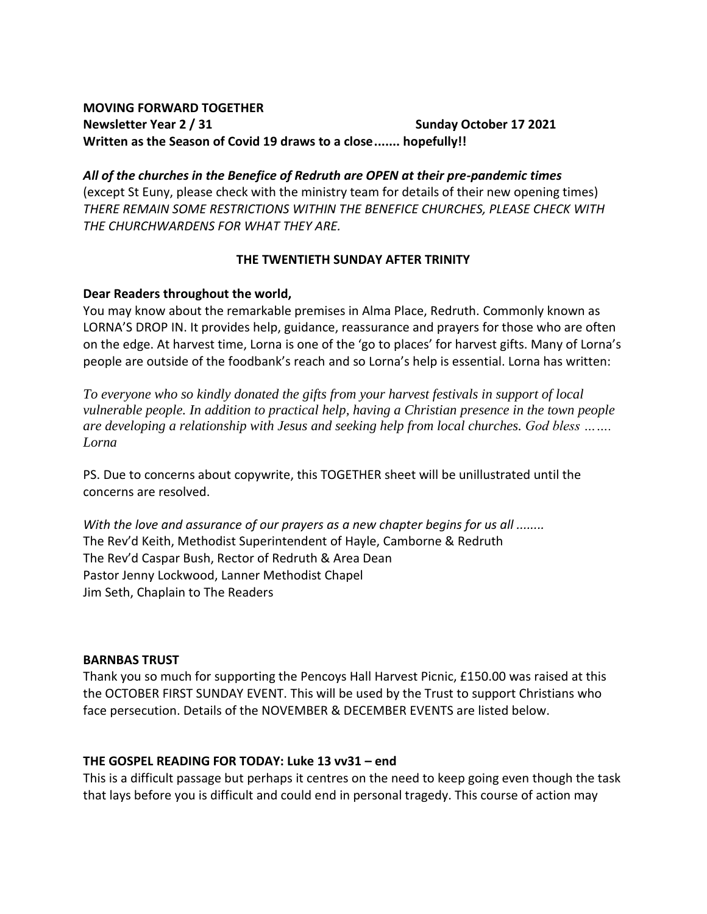**MOVING FORWARD TOGETHER**
**Newsletter Year 2 / 31** **Sunday October 17 2021**
**Written as the Season of Covid 19 draws to a close....... hopefully!!**

***All of the churches in the Benefice of Redruth are OPEN at their pre-pandemic times***
(except St Euny, please check with the ministry team for details of their new opening times)
*THERE REMAIN SOME RESTRICTIONS WITHIN THE BENEFICE CHURCHES, PLEASE CHECK WITH THE CHURCHWARDENS FOR WHAT THEY ARE.*

**THE TWENTIETH SUNDAY AFTER TRINITY**

**Dear Readers throughout the world,**
You may know about the remarkable premises in Alma Place, Redruth. Commonly known as LORNA'S DROP IN. It provides help, guidance, reassurance and prayers for those who are often on the edge. At harvest time, Lorna is one of the 'go to places' for harvest gifts. Many of Lorna's people are outside of the foodbank's reach and so Lorna's help is essential. Lorna has written:

*To everyone who so kindly donated the gifts from your harvest festivals in support of local vulnerable people. In addition to practical help, having a Christian presence in the town people are developing a relationship with Jesus and seeking help from local churches. God bless ……. Lorna*

PS. Due to concerns about copywrite, this TOGETHER sheet will be unillustrated until the concerns are resolved.

*With the love and assurance of our prayers as a new chapter begins for us all ........*
The Rev'd Keith, Methodist Superintendent of Hayle, Camborne & Redruth
The Rev'd Caspar Bush, Rector of Redruth & Area Dean
Pastor Jenny Lockwood, Lanner Methodist Chapel
Jim Seth, Chaplain to The Readers

**BARNBAS TRUST**
Thank you so much for supporting the Pencoys Hall Harvest Picnic, £150.00 was raised at this the OCTOBER FIRST SUNDAY EVENT. This will be used by the Trust to support Christians who face persecution. Details of the NOVEMBER & DECEMBER EVENTS are listed below.

**THE GOSPEL READING FOR TODAY: Luke 13 vv31 – end**
This is a difficult passage but perhaps it centres on the need to keep going even though the task that lays before you is difficult and could end in personal tragedy. This course of action may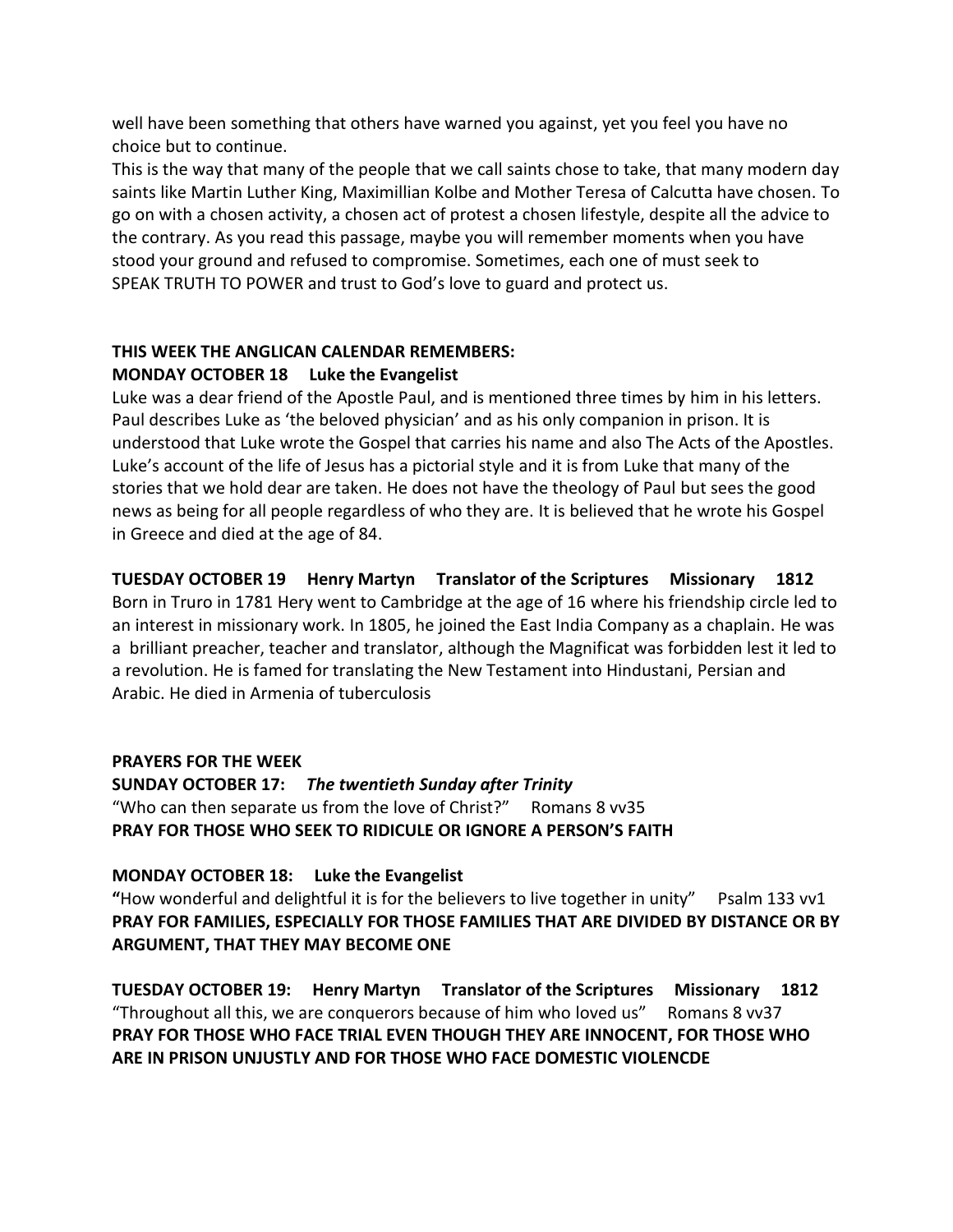well have been something that others have warned you against, yet you feel you have no choice but to continue.

This is the way that many of the people that we call saints chose to take, that many modern day saints like Martin Luther King, Maximillian Kolbe and Mother Teresa of Calcutta have chosen. To go on with a chosen activity, a chosen act of protest a chosen lifestyle, despite all the advice to the contrary. As you read this passage, maybe you will remember moments when you have stood your ground and refused to compromise. Sometimes, each one of must seek to SPEAK TRUTH TO POWER and trust to God's love to guard and protect us.

**THIS WEEK THE ANGLICAN CALENDAR REMEMBERS:**

**MONDAY OCTOBER 18 Luke the Evangelist**

Luke was a dear friend of the Apostle Paul, and is mentioned three times by him in his letters. Paul describes Luke as 'the beloved physician' and as his only companion in prison. It is understood that Luke wrote the Gospel that carries his name and also The Acts of the Apostles. Luke's account of the life of Jesus has a pictorial style and it is from Luke that many of the stories that we hold dear are taken. He does not have the theology of Paul but sees the good news as being for all people regardless of who they are. It is believed that he wrote his Gospel in Greece and died at the age of 84.

**TUESDAY OCTOBER 19 Henry Martyn Translator of the Scriptures Missionary 1812**

Born in Truro in 1781 Hery went to Cambridge at the age of 16 where his friendship circle led to an interest in missionary work. In 1805, he joined the East India Company as a chaplain. He was a brilliant preacher, teacher and translator, although the Magnificat was forbidden lest it led to a revolution. He is famed for translating the New Testament into Hindustani, Persian and Arabic. He died in Armenia of tuberculosis

**PRAYERS FOR THE WEEK**

**SUNDAY OCTOBER 17:** ***The twentieth Sunday after Trinity***

"Who can then separate us from the love of Christ?" Romans 8 vv35

**PRAY FOR THOSE WHO SEEK TO RIDICULE OR IGNORE A PERSON'S FAITH**

**MONDAY OCTOBER 18: Luke the Evangelist**

**"**How wonderful and delightful it is for the believers to live together in unity" Psalm 133 vv1

**PRAY FOR FAMILIES, ESPECIALLY FOR THOSE FAMILIES THAT ARE DIVIDED BY DISTANCE OR BY ARGUMENT, THAT THEY MAY BECOME ONE**

**TUESDAY OCTOBER 19: Henry Martyn Translator of the Scriptures Missionary 1812**

"Throughout all this, we are conquerors because of him who loved us" Romans 8 vv37

**PRAY FOR THOSE WHO FACE TRIAL EVEN THOUGH THEY ARE INNOCENT, FOR THOSE WHO ARE IN PRISON UNJUSTLY AND FOR THOSE WHO FACE DOMESTIC VIOLENCDE**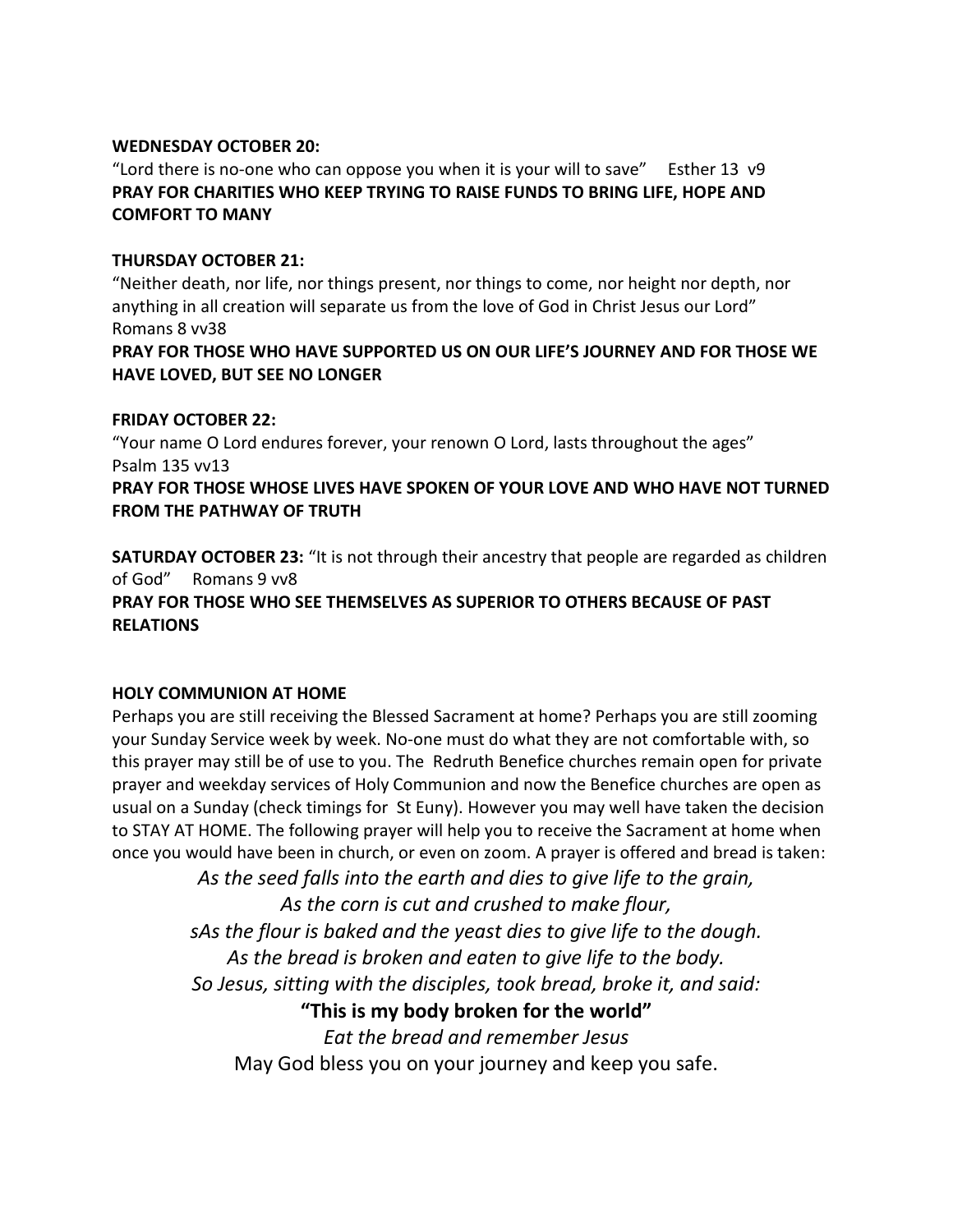**WEDNESDAY OCTOBER 20:**

"Lord there is no-one who can oppose you when it is your will to save" Esther 13 v9

**PRAY FOR CHARITIES WHO KEEP TRYING TO RAISE FUNDS TO BRING LIFE, HOPE AND COMFORT TO MANY**

**THURSDAY OCTOBER 21:**

"Neither death, nor life, nor things present, nor things to come, nor height nor depth, nor anything in all creation will separate us from the love of God in Christ Jesus our Lord" Romans 8 vv38

**PRAY FOR THOSE WHO HAVE SUPPORTED US ON OUR LIFE'S JOURNEY AND FOR THOSE WE HAVE LOVED, BUT SEE NO LONGER**

**FRIDAY OCTOBER 22:**

"Your name O Lord endures forever, your renown O Lord, lasts throughout the ages" Psalm 135 vv13

**PRAY FOR THOSE WHOSE LIVES HAVE SPOKEN OF YOUR LOVE AND WHO HAVE NOT TURNED FROM THE PATHWAY OF TRUTH**

**SATURDAY OCTOBER 23:** "It is not through their ancestry that people are regarded as children of God" Romans 9 vv8

**PRAY FOR THOSE WHO SEE THEMSELVES AS SUPERIOR TO OTHERS BECAUSE OF PAST RELATIONS**

**HOLY COMMUNION AT HOME**

Perhaps you are still receiving the Blessed Sacrament at home? Perhaps you are still zooming your Sunday Service week by week. No-one must do what they are not comfortable with, so this prayer may still be of use to you. The Redruth Benefice churches remain open for private prayer and weekday services of Holy Communion and now the Benefice churches are open as usual on a Sunday (check timings for St Euny). However you may well have taken the decision to STAY AT HOME. The following prayer will help you to receive the Sacrament at home when once you would have been in church, or even on zoom. A prayer is offered and bread is taken:

*As the seed falls into the earth and dies to give life to the grain,*
*As the corn is cut and crushed to make flour,*
*sAs the flour is baked and the yeast dies to give life to the dough.*
*As the bread is broken and eaten to give life to the body.*
*So Jesus, sitting with the disciples, took bread, broke it, and said:*

**"This is my body broken for the world"**

*Eat the bread and remember Jesus*

May God bless you on your journey and keep you safe.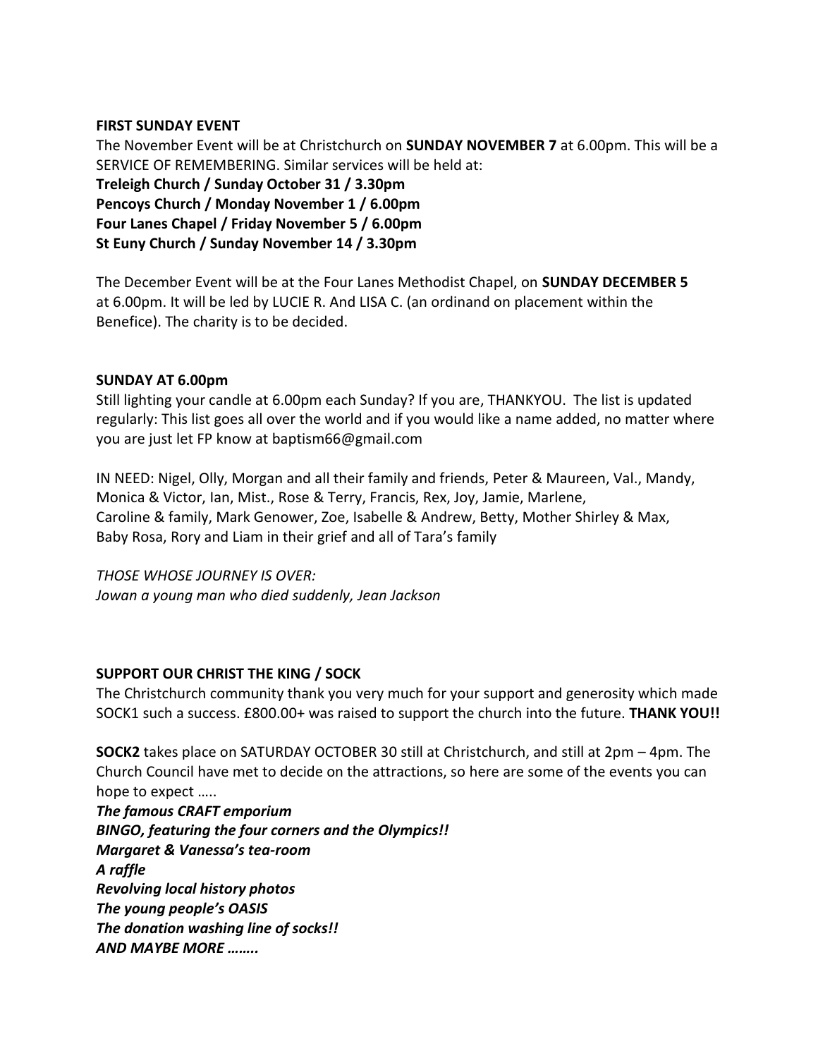**FIRST SUNDAY EVENT**

The November Event will be at Christchurch on **SUNDAY NOVEMBER 7** at 6.00pm. This will be a SERVICE OF REMEMBERING. Similar services will be held at:

**Treleigh Church / Sunday October 31 / 3.30pm**
**Pencoys Church / Monday November 1 / 6.00pm**
**Four Lanes Chapel / Friday November 5 / 6.00pm**
**St Euny Church / Sunday November 14 / 3.30pm**

The December Event will be at the Four Lanes Methodist Chapel, on **SUNDAY DECEMBER 5** at 6.00pm. It will be led by LUCIE R. And LISA C. (an ordinand on placement within the Benefice). The charity is to be decided.

**SUNDAY AT 6.00pm**

Still lighting your candle at 6.00pm each Sunday? If you are, THANKYOU. The list is updated regularly: This list goes all over the world and if you would like a name added, no matter where you are just let FP know at baptism66@gmail.com

IN NEED: Nigel, Olly, Morgan and all their family and friends, Peter & Maureen, Val., Mandy, Monica & Victor, Ian, Mist., Rose & Terry, Francis, Rex, Joy, Jamie, Marlene, Caroline & family, Mark Genower, Zoe, Isabelle & Andrew, Betty, Mother Shirley & Max, Baby Rosa, Rory and Liam in their grief and all of Tara's family

*THOSE WHOSE JOURNEY IS OVER:*
*Jowan a young man who died suddenly, Jean Jackson*

**SUPPORT OUR CHRIST THE KING / SOCK**

The Christchurch community thank you very much for your support and generosity which made SOCK1 such a success. £800.00+ was raised to support the church into the future. **THANK YOU!!**

**SOCK2** takes place on SATURDAY OCTOBER 30 still at Christchurch, and still at 2pm – 4pm. The Church Council have met to decide on the attractions, so here are some of the events you can hope to expect …..

***The famous CRAFT emporium***
***BINGO, featuring the four corners and the Olympics!!***
***Margaret & Vanessa's tea-room***
***A raffle***
***Revolving local history photos***
***The young people's OASIS***
***The donation washing line of socks!!***
***AND MAYBE MORE ……..***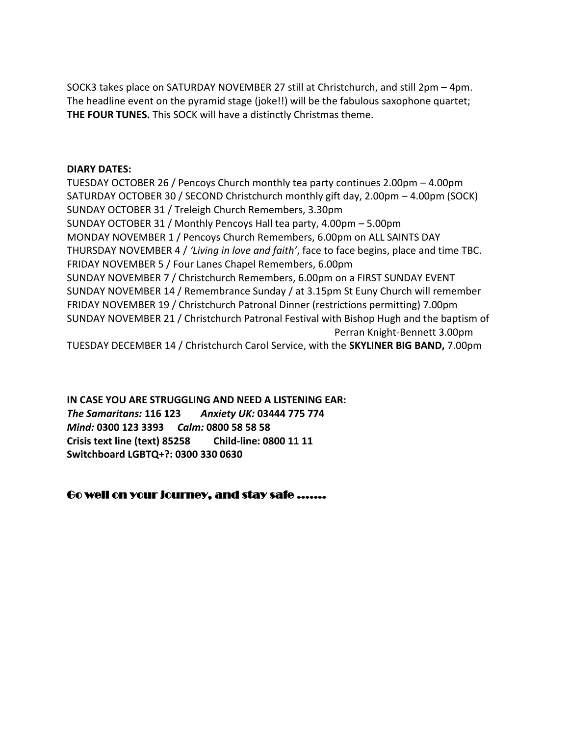SOCK3 takes place on SATURDAY NOVEMBER 27 still at Christchurch, and still 2pm – 4pm. The headline event on the pyramid stage (joke!!) will be the fabulous saxophone quartet; **THE FOUR TUNES.** This SOCK will have a distinctly Christmas theme.

**DIARY DATES:**

TUESDAY OCTOBER 26 / Pencoys Church monthly tea party continues 2.00pm – 4.00pm
SATURDAY OCTOBER 30 / SECOND Christchurch monthly gift day, 2.00pm – 4.00pm (SOCK)
SUNDAY OCTOBER 31 / Treleigh Church Remembers, 3.30pm
SUNDAY OCTOBER 31 / Monthly Pencoys Hall tea party, 4.00pm – 5.00pm
MONDAY NOVEMBER 1 / Pencoys Church Remembers, 6.00pm on ALL SAINTS DAY
THURSDAY NOVEMBER 4 / *'Living in love and faith'*, face to face begins, place and time TBC.
FRIDAY NOVEMBER 5 / Four Lanes Chapel Remembers, 6.00pm
SUNDAY NOVEMBER 7 / Christchurch Remembers, 6.00pm on a FIRST SUNDAY EVENT
SUNDAY NOVEMBER 14 / Remembrance Sunday / at 3.15pm St Euny Church will remember
FRIDAY NOVEMBER 19 / Christchurch Patronal Dinner (restrictions permitting) 7.00pm
SUNDAY NOVEMBER 21 / Christchurch Patronal Festival with Bishop Hugh and the baptism of Perran Knight-Bennett 3.00pm
TUESDAY DECEMBER 14 / Christchurch Carol Service, with the **SKYLINER BIG BAND,** 7.00pm

**IN CASE YOU ARE STRUGGLING AND NEED A LISTENING EAR:**
***The Samaritans:*** **116 123** ***Anxiety UK:*** **03444 775 774**
***Mind:*** **0300 123 3393** ***Calm:*** **0800 58 58 58**
**Crisis text line (text) 85258** **Child-line: 0800 11 11**
**Switchboard LGBTQ+?: 0300 330 0630**

**Go well on your journey, and stay safe …….**